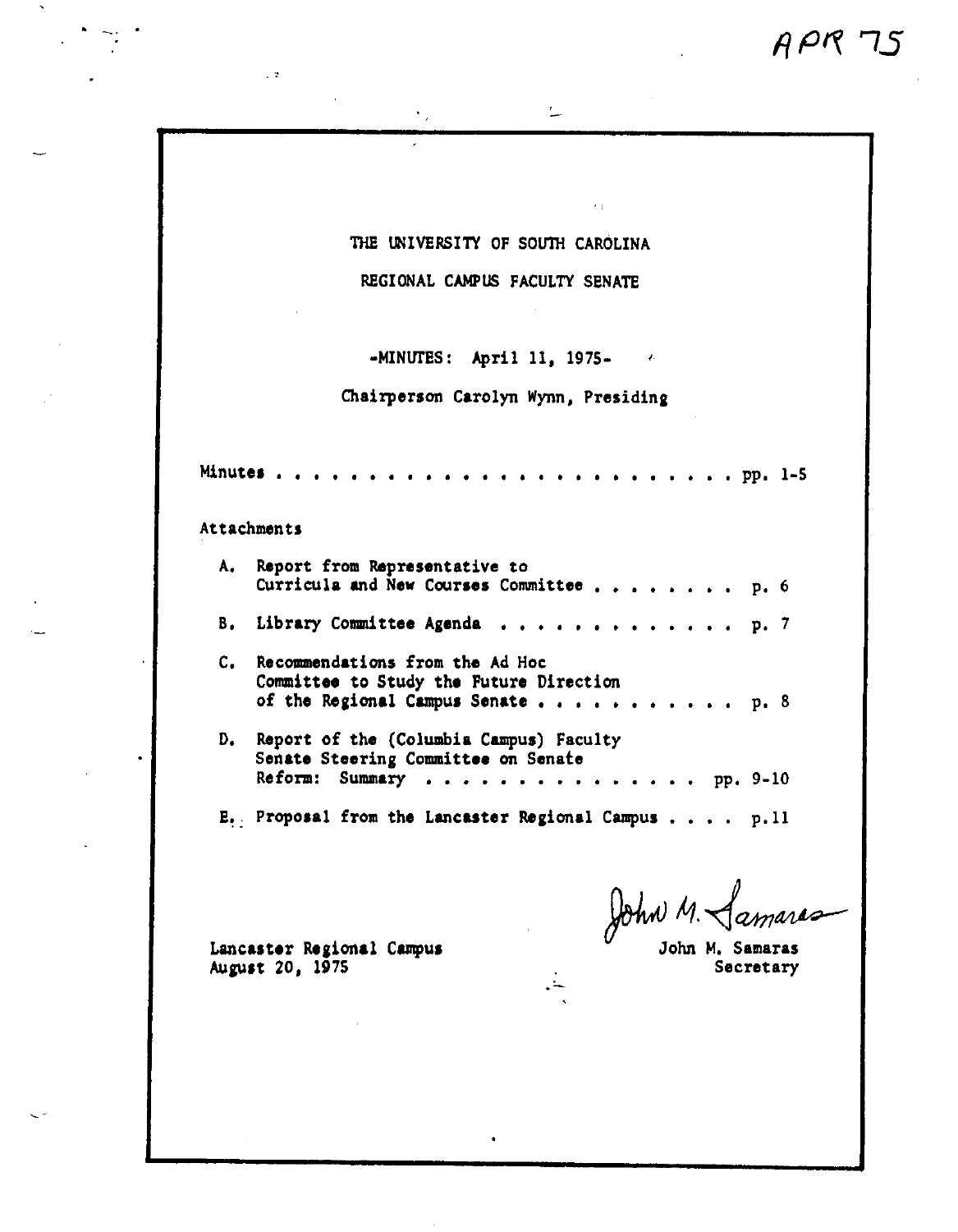APR 75

# THE UNIVERSITY OF SOUTH CAROLINA

## REGIONAL CAMPUS FACULTY SENATE

-MINUTES: April 11, 1975-

Chairperson Carolyn Wynn, Presiding

Minutes . . . . . . . . . . . . . . . . . . . . . . . . . . pp. 1-5

Attachments

A. Report from Representative to Curricula and New Courses Committee . . . . . . . . . p. 6

B. Library Committee Agenda . . . . . . . . . . . . . . p. 7

C. Recommendations from the Ad Hoc Committee to Study the Future Direction of the Regional Campus Senate . . . . . . . . . . . p. 8

D. Report of the (Columbia Campus) Faculty Senate Steering Committee on Senate Reform: Summary . . . . . . . . . . . . . . . pp. 9-10

E. Proposal from the Lancaster Regional Campus . . . . p.11

Lancaster Regional Campus
August 20, 1975

John M. Samaras
John M. Samaras
Secretary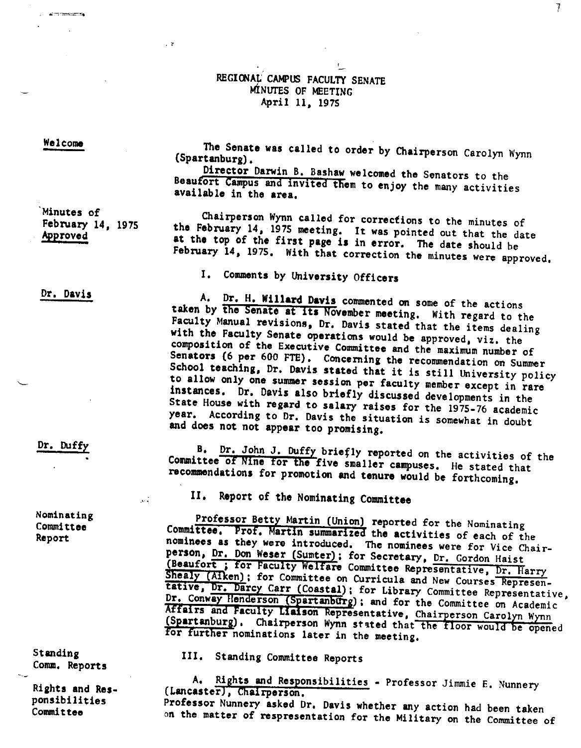# REGIONAL CAMPUS FACULTY SENATE
## MINUTES OF MEETING
### April 11, 1975

**Welcome**

The Senate was called to order by Chairperson Carolyn Wynn (Spartanburg).

Director Darwin B. Bashaw welcomed the Senators to the Beaufort Campus and invited them to enjoy the many activities available in the area.

**Minutes of February 14, 1975 Approved**

Chairperson Wynn called for corrections to the minutes of the February 14, 1975 meeting. It was pointed out that the date at the top of the first page is in error. The date should be February 14, 1975. With that correction the minutes were approved.

## I. Comments by University Officers

**Dr. Davis**

A. Dr. H. Willard Davis commented on some of the actions taken by the Senate at its November meeting. With regard to the Faculty Manual revisions, Dr. Davis stated that the items dealing with the Faculty Senate operations would be approved, viz. the composition of the Executive Committee and the maximum number of Senators (6 per 600 FTE). Concerning the recommendation on Summer School teaching, Dr. Davis stated that it is still University policy to allow only one summer session per faculty member except in rare instances. Dr. Davis also briefly discussed developments in the State House with regard to salary raises for the 1975-76 academic year. According to Dr. Davis the situation is somewhat in doubt and does not not appear too promising.

**Dr. Duffy**

B. Dr. John J. Duffy briefly reported on the activities of the Committee of Nine for the five smaller campuses. He stated that recommendations for promotion and tenure would be forthcoming.

## II. Report of the Nominating Committee

**Nominating Committee Report**

Professor Betty Martin (Union) reported for the Nominating Committee. Prof. Martin summarized the activities of each of the nominees as they were introduced. The nominees were for Vice Chairperson, Dr. Don Weser (Sumter); for Secretary, Dr. Gordon Haist (Beaufort ; for Faculty Welfare Committee Representative, Dr. Harry Shealy (Aiken); for Committee on Curricula and New Courses Representative, Dr. Darcy Carr (Coastal); for Library Committee Representative, Dr. Conway Henderson (Spartanburg); and for the Committee on Academic Affairs and Faculty Liaison Representative, Chairperson Carolyn Wynn (Spartanburg). Chairperson Wynn stated that the floor would be opened for further nominations later in the meeting.

## III. Standing Committee Reports

**Standing Comm. Reports**

**Rights and Responsibilities Committee**

A. Rights and Responsibilities - Professor Jimmie E. Nunnery (Lancaster), Chairperson.
Professor Nunnery asked Dr. Davis whether any action had been taken on the matter of respresentation for the Military on the Committee of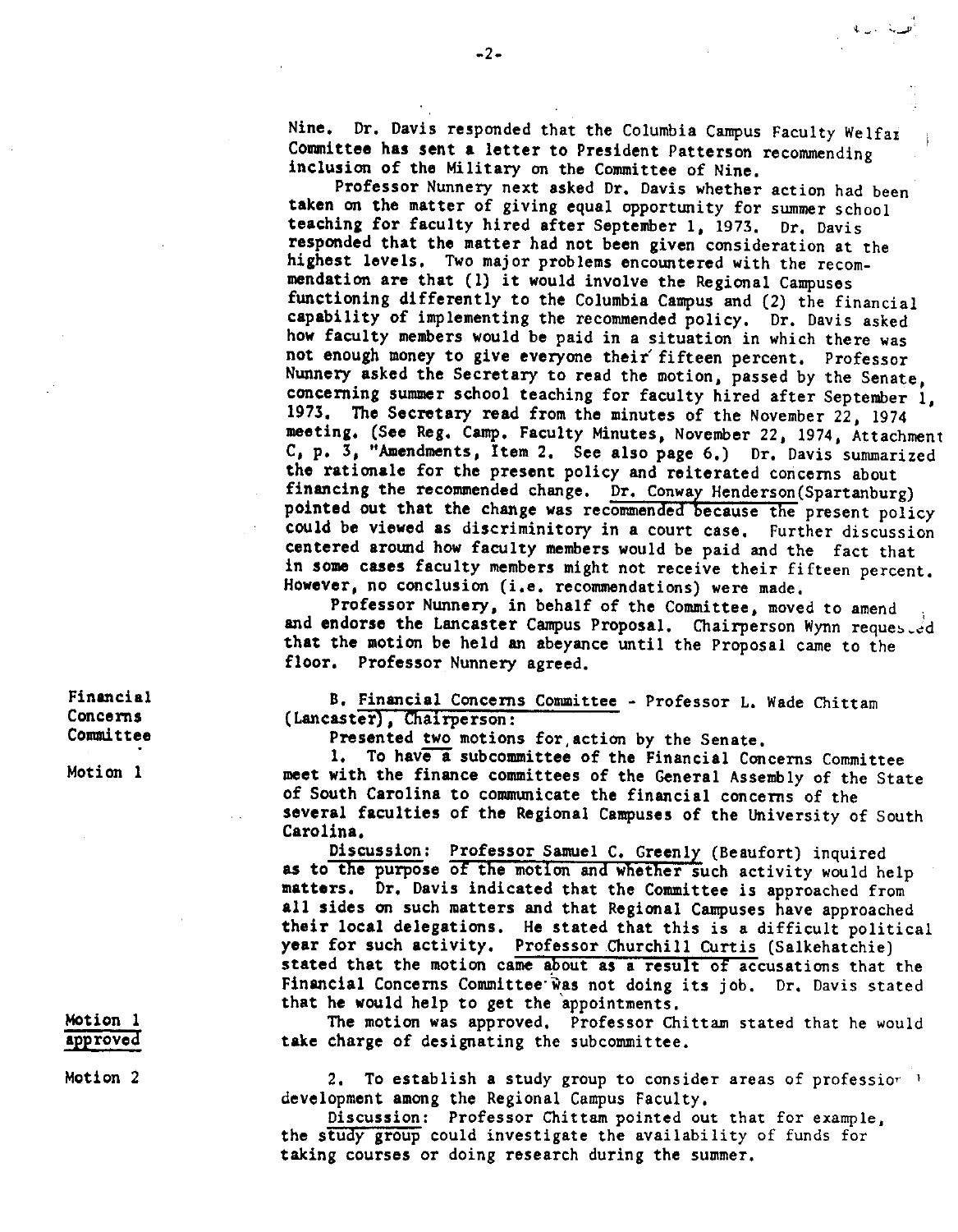Nine. Dr. Davis responded that the Columbia Campus Faculty Welfar Committee has sent a letter to President Patterson recommending inclusion of the Military on the Committee of Nine.

Professor Nunnery next asked Dr. Davis whether action had been taken on the matter of giving equal opportunity for summer school teaching for faculty hired after September 1, 1973. Dr. Davis responded that the matter had not been given consideration at the highest levels. Two major problems encountered with the recommendation are that (1) it would involve the Regional Campuses functioning differently to the Columbia Campus and (2) the financial capability of implementing the recommended policy. Dr. Davis asked how faculty members would be paid in a situation in which there was not enough money to give everyone their fifteen percent. Professor Nunnery asked the Secretary to read the motion, passed by the Senate, concerning summer school teaching for faculty hired after September 1, 1973. The Secretary read from the minutes of the November 22, 1974 meeting. (See Reg. Camp. Faculty Minutes, November 22, 1974, Attachment C, p. 3, "Amendments, Item 2. See also page 6.) Dr. Davis summarized the rationale for the present policy and reiterated concerns about financing the recommended change. Dr. Conway Henderson (Spartanburg) pointed out that the change was recommended because the present policy could be viewed as discriminitory in a court case. Further discussion centered around how faculty members would be paid and the fact that in some cases faculty members might not receive their fifteen percent. However, no conclusion (i.e. recommendations) were made.

Professor Nunnery, in behalf of the Committee, moved to amend and endorse the Lancaster Campus Proposal. Chairperson Wynn requested that the motion be held an abeyance until the Proposal came to the floor. Professor Nunnery agreed.

**Financial Concerns Committee**

B. Financial Concerns Committee - Professor L. Wade Chittam (Lancaster), Chairperson:

Presented two motions for action by the Senate.

**Motion 1**

1. To have a subcommittee of the Financial Concerns Committee meet with the finance committees of the General Assembly of the State of South Carolina to communicate the financial concerns of the several faculties of the Regional Campuses of the University of South Carolina.

Discussion: Professor Samuel C. Greenly (Beaufort) inquired as to the purpose of the motion and whether such activity would help matters. Dr. Davis indicated that the Committee is approached from all sides on such matters and that Regional Campuses have approached their local delegations. He stated that this is a difficult political year for such activity. Professor Churchill Curtis (Salkehatchie) stated that the motion came about as a result of accusations that the Financial Concerns Committee was not doing its job. Dr. Davis stated that he would help to get the appointments.

**Motion 1 approved**

The motion was approved. Professor Chittam stated that he would take charge of designating the subcommittee.

**Motion 2**

2. To establish a study group to consider areas of professional development among the Regional Campus Faculty.

Discussion: Professor Chittam pointed out that for example, the study group could investigate the availability of funds for taking courses or doing research during the summer.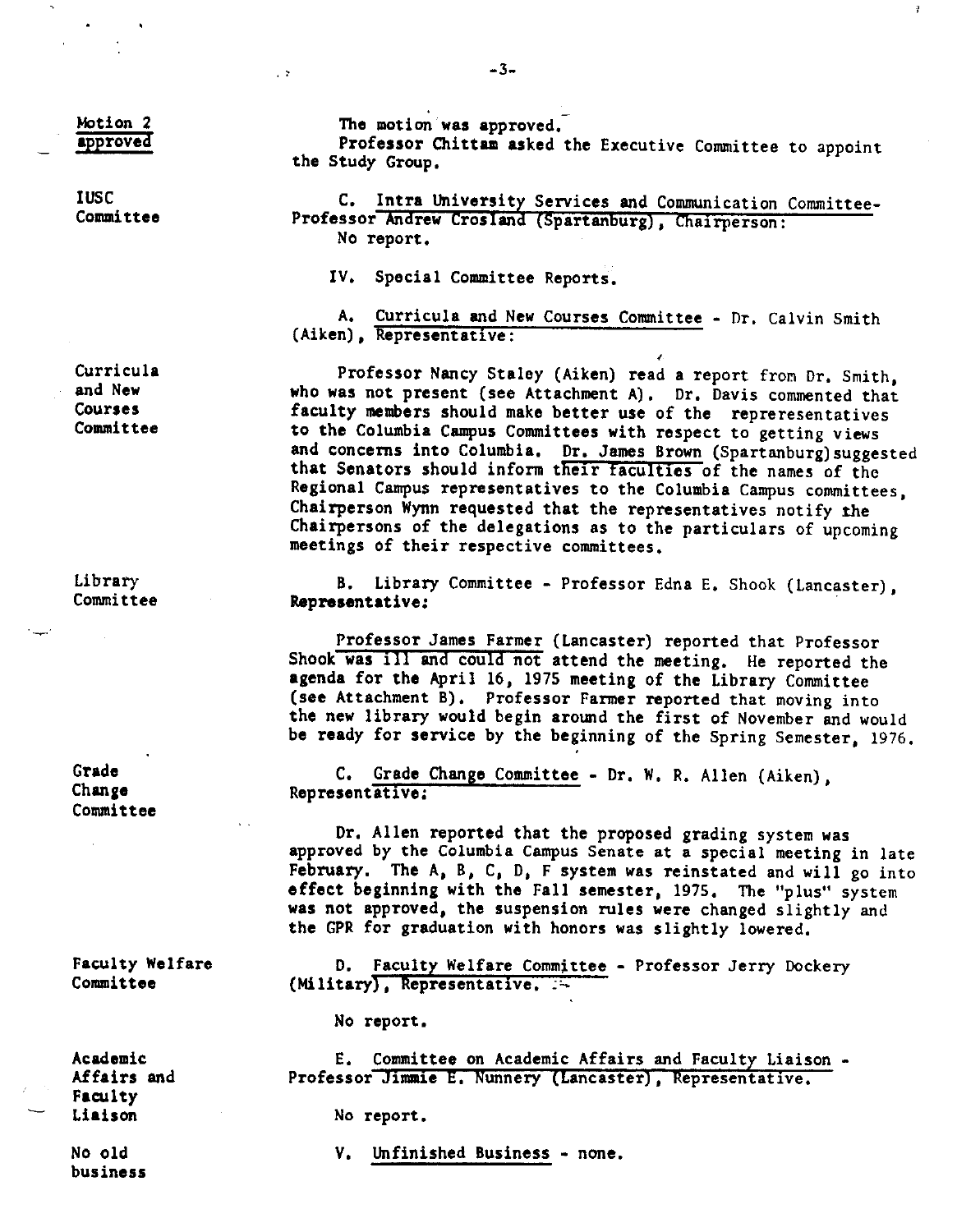**Motion 2 approved**

The motion was approved.

Professor Chittam asked the Executive Committee to appoint the Study Group.

**IUSC Committee**

C. Intra University Services and Communication Committee- Professor Andrew Crosland (Spartanburg), Chairperson:

No report.

IV. Special Committee Reports.

A. Curricula and New Courses Committee - Dr. Calvin Smith (Aiken), Representative:

**Curricula and New Courses Committee**

Professor Nancy Staley (Aiken) read a report from Dr. Smith, who was not present (see Attachment A). Dr. Davis commented that faculty members should make better use of the repreresentatives to the Columbia Campus Committees with respect to getting views and concerns into Columbia. Dr. James Brown (Spartanburg) suggested that Senators should inform their faculties of the names of the Regional Campus representatives to the Columbia Campus committees, Chairperson Wynn requested that the representatives notify the Chairpersons of the delegations as to the particulars of upcoming meetings of their respective committees.

**Library Committee**

B. Library Committee - Professor Edna E. Shook (Lancaster), Representative:

Professor James Farmer (Lancaster) reported that Professor Shook was ill and could not attend the meeting. He reported the agenda for the April 16, 1975 meeting of the Library Committee (see Attachment B). Professor Farmer reported that moving into the new library would begin around the first of November and would be ready for service by the beginning of the Spring Semester, 1976.

**Grade Change Committee**

C. Grade Change Committee - Dr. W. R. Allen (Aiken), Representative:

Dr. Allen reported that the proposed grading system was approved by the Columbia Campus Senate at a special meeting in late February. The A, B, C, D, F system was reinstated and will go into effect beginning with the Fall semester, 1975. The "plus" system was not approved, the suspension rules were changed slightly and the GPR for graduation with honors was slightly lowered.

**Faculty Welfare Committee**

D. Faculty Welfare Committee - Professor Jerry Dockery (Military), Representative.

No report.

**Academic Affairs and Faculty Liaison**

E. Committee on Academic Affairs and Faculty Liaison - Professor Jimmie E. Nunnery (Lancaster), Representative.

No report.

**No old business**

V. Unfinished Business - none.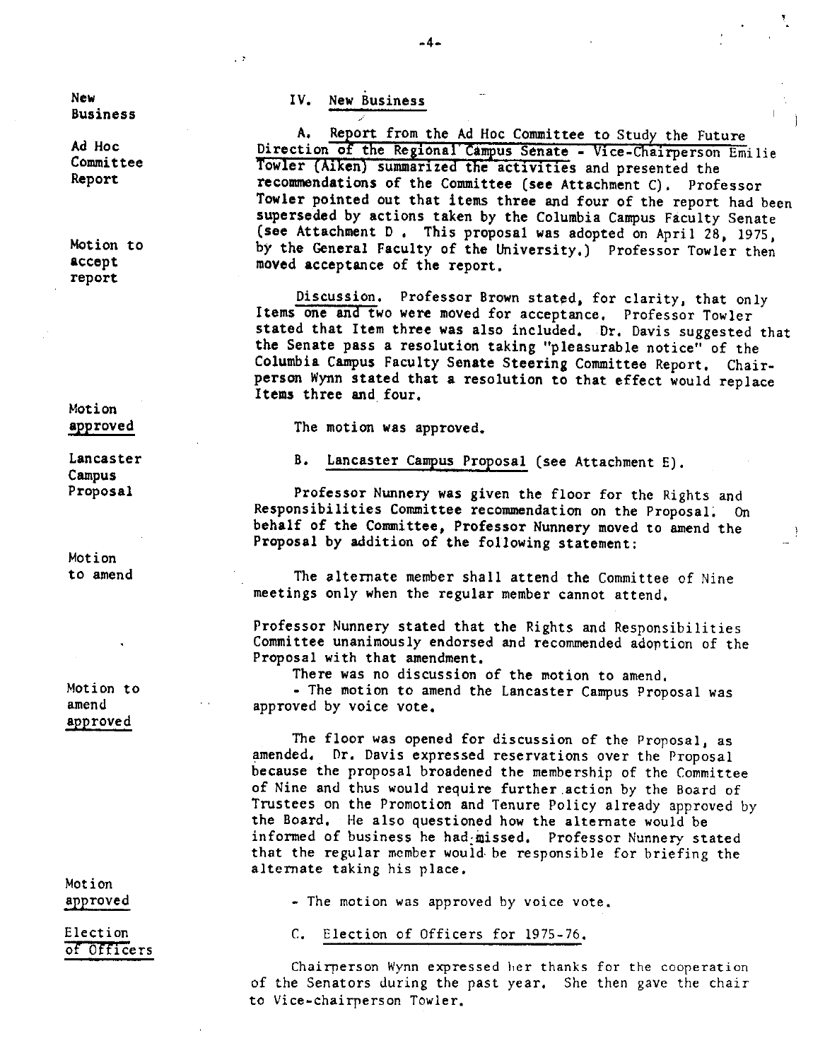## IV. New Business

**New Business**

**Ad Hoc Committee Report**

A. Report from the Ad Hoc Committee to Study the Future Direction of the Regional Campus Senate - Vice-Chairperson Emilie Towler (Aiken) summarized the activities and presented the recommendations of the Committee (see Attachment C). Professor Towler pointed out that items three and four of the report had been superseded by actions taken by the Columbia Campus Faculty Senate (see Attachment D . This proposal was adopted on April 28, 1975, by the General Faculty of the University.) Professor Towler then moved acceptance of the report.

**Motion to accept report**

Discussion. Professor Brown stated, for clarity, that only Items one and two were moved for acceptance. Professor Towler stated that Item three was also included. Dr. Davis suggested that the Senate pass a resolution taking "pleasurable notice" of the Columbia Campus Faculty Senate Steering Committee Report. Chairperson Wynn stated that a resolution to that effect would replace Items three and four.

**Motion approved**

The motion was approved.

**Lancaster Campus Proposal**

B. Lancaster Campus Proposal (see Attachment E).

Professor Nunnery was given the floor for the Rights and Responsibilities Committee recommendation on the Proposal. On behalf of the Committee, Professor Nunnery moved to amend the Proposal by addition of the following statement:

**Motion to amend**

> The alternate member shall attend the Committee of Nine meetings only when the regular member cannot attend.

Professor Nunnery stated that the Rights and Responsibilities Committee unanimously endorsed and recommended adoption of the Proposal with that amendment.

There was no discussion of the motion to amend.

**Motion to amend approved**

- The motion to amend the Lancaster Campus Proposal was approved by voice vote.

The floor was opened for discussion of the Proposal, as amended. Dr. Davis expressed reservations over the Proposal because the proposal broadened the membership of the Committee of Nine and thus would require further action by the Board of Trustees on the Promotion and Tenure Policy already approved by the Board. He also questioned how the alternate would be informed of business he had missed. Professor Nunnery stated that the regular member would be responsible for briefing the alternate taking his place.

**Motion approved**

- The motion was approved by voice vote.

**Election of Officers**

C. Election of Officers for 1975-76.

Chairperson Wynn expressed her thanks for the cooperation of the Senators during the past year. She then gave the chair to Vice-chairperson Towler.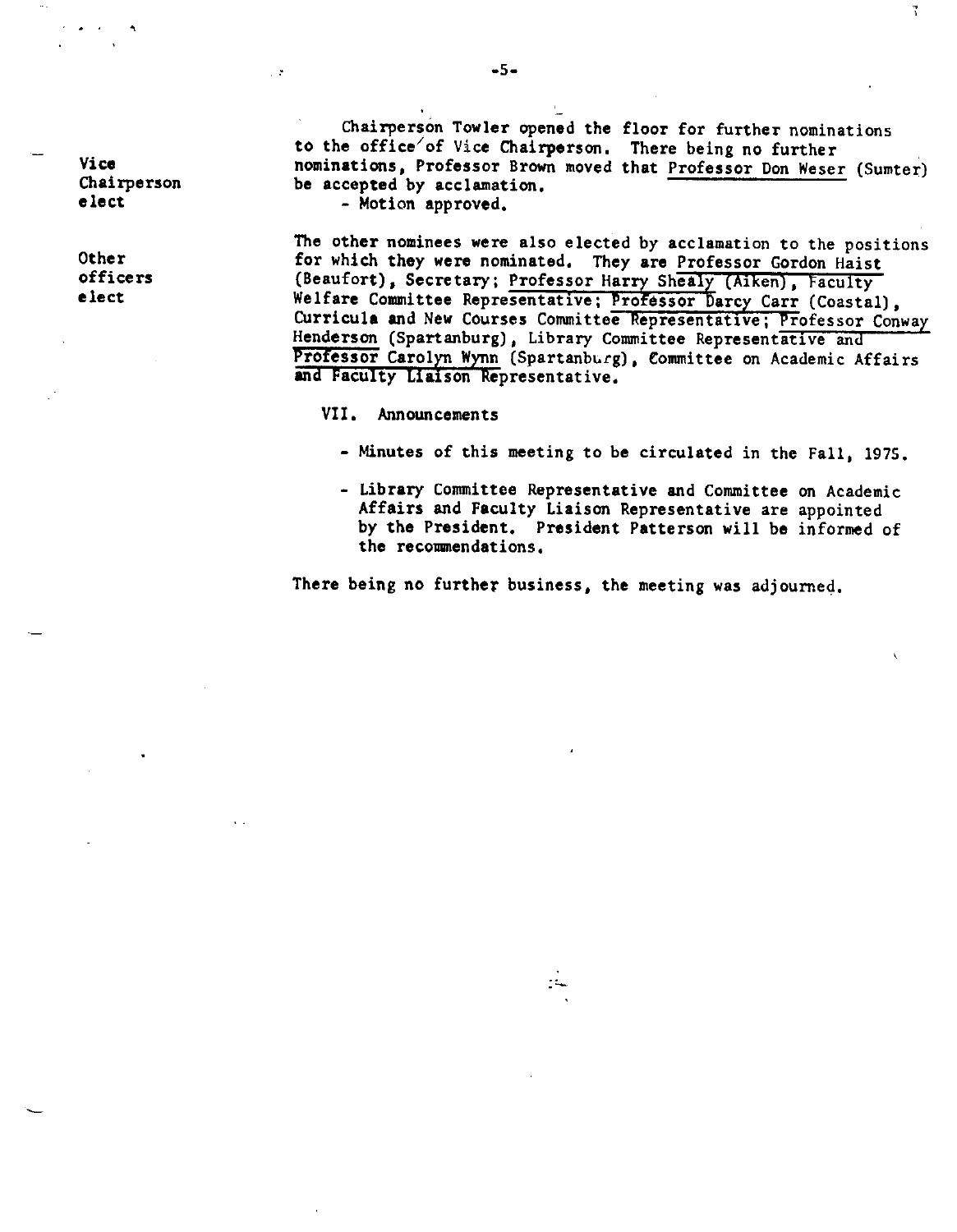**Vice Chairperson elect**

Chairperson Towler opened the floor for further nominations to the office of Vice Chairperson. There being no further nominations, Professor Brown moved that Professor Don Weser (Sumter) be accepted by acclamation.

- Motion approved.

**Other officers elect**

The other nominees were also elected by acclamation to the positions for which they were nominated. They are Professor Gordon Haist (Beaufort), Secretary; Professor Harry Shealy (Aiken), Faculty Welfare Committee Representative; Professor Darcy Carr (Coastal), Curricula and New Courses Committee Representative; Professor Conway Henderson (Spartanburg), Library Committee Representative and Professor Carolyn Wynn (Spartanburg), Committee on Academic Affairs and Faculty Liaison Representative.

VII. Announcements

- Minutes of this meeting to be circulated in the Fall, 1975.
- Library Committee Representative and Committee on Academic Affairs and Faculty Liaison Representative are appointed by the President. President Patterson will be informed of the recommendations.

There being no further business, the meeting was adjourned.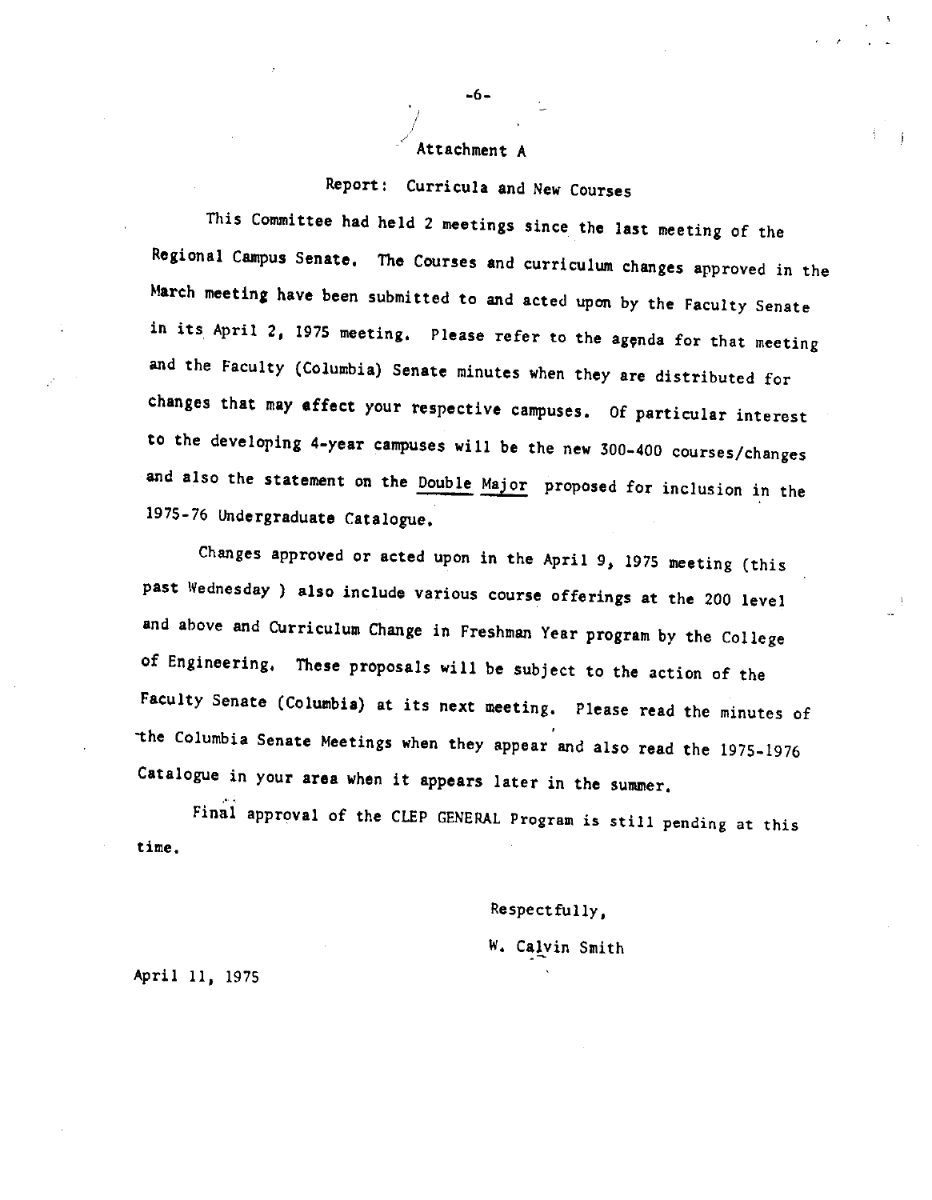Attachment A

Report: Curricula and New Courses

This Committee had held 2 meetings since the last meeting of the Regional Campus Senate. The Courses and curriculum changes approved in the March meeting have been submitted to and acted upon by the Faculty Senate in its April 2, 1975 meeting. Please refer to the agenda for that meeting and the Faculty (Columbia) Senate minutes when they are distributed for changes that may affect your respective campuses. Of particular interest to the developing 4-year campuses will be the new 300-400 courses/changes and also the statement on the <u>Double Major</u> proposed for inclusion in the 1975-76 Undergraduate Catalogue.

Changes approved or acted upon in the April 9, 1975 meeting (this past Wednesday ) also include various course offerings at the 200 level and above and Curriculum Change in Freshman Year program by the College of Engineering. These proposals will be subject to the action of the Faculty Senate (Columbia) at its next meeting. Please read the minutes of the Columbia Senate Meetings when they appear and also read the 1975-1976 Catalogue in your area when it appears later in the summer.

Final approval of the CLEP GENERAL Program is still pending at this time.

Respectfully,

W. Calvin Smith

April 11, 1975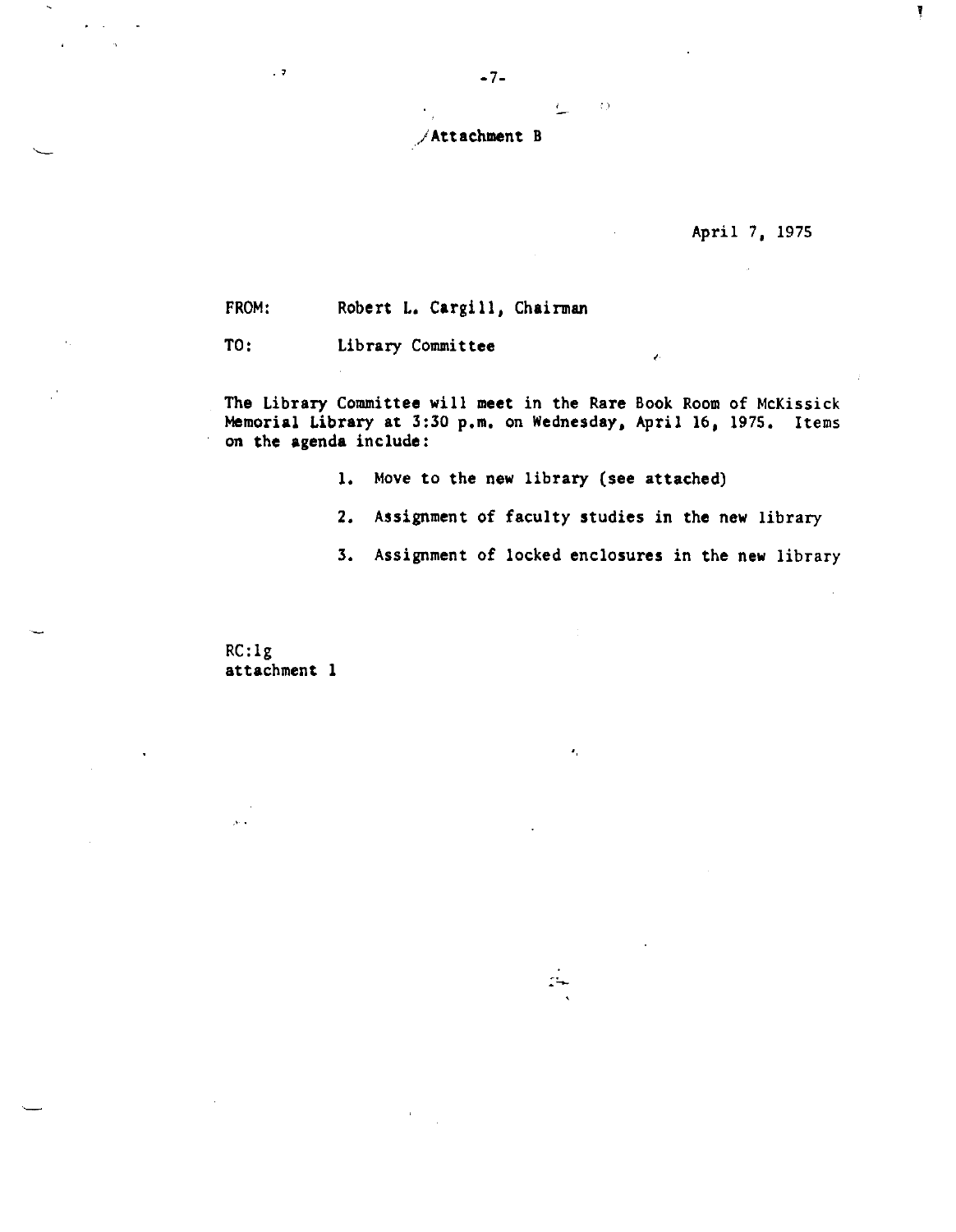Attachment B

April 7, 1975

FROM: Robert L. Cargill, Chairman

TO: Library Committee

The Library Committee will meet in the Rare Book Room of McKissick Memorial Library at 3:30 p.m. on Wednesday, April 16, 1975. Items on the agenda include:

1. Move to the new library (see attached)
2. Assignment of faculty studies in the new library
3. Assignment of locked enclosures in the new library

RC:lg
attachment 1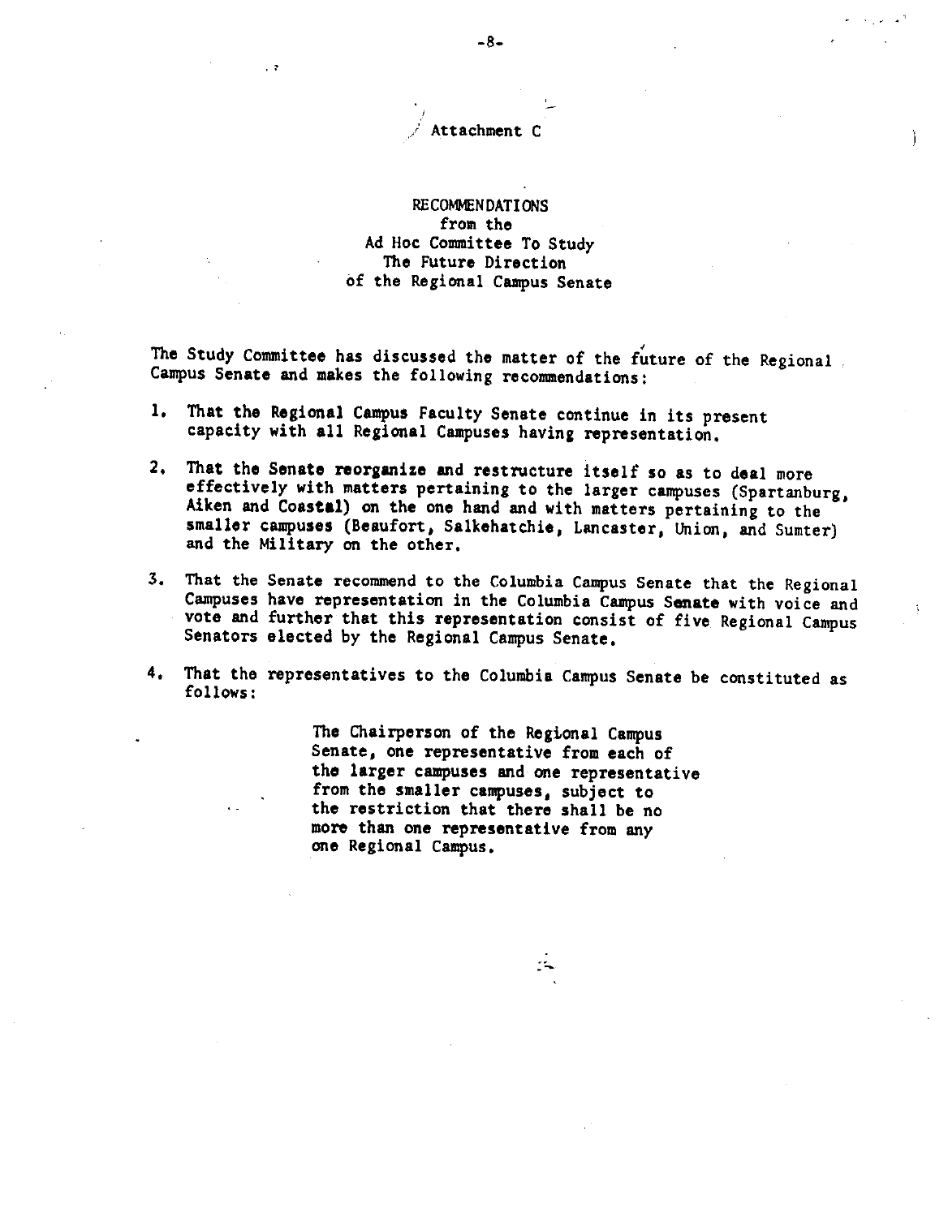Attachment C

RECOMMENDATIONS
from the
Ad Hoc Committee To Study
The Future Direction
of the Regional Campus Senate

The Study Committee has discussed the matter of the future of the Regional Campus Senate and makes the following recommendations:

1. That the Regional Campus Faculty Senate continue in its present capacity with all Regional Campuses having representation.

2. That the Senate reorganize and restructure itself so as to deal more effectively with matters pertaining to the larger campuses (Spartanburg, Aiken and Coastal) on the one hand and with matters pertaining to the smaller campuses (Beaufort, Salkehatchie, Lancaster, Union, and Sumter) and the Military on the other.

3. That the Senate recommend to the Columbia Campus Senate that the Regional Campuses have representation in the Columbia Campus Senate with voice and vote and further that this representation consist of five Regional Campus Senators elected by the Regional Campus Senate.

4. That the representatives to the Columbia Campus Senate be constituted as follows:

   The Chairperson of the Regional Campus Senate, one representative from each of the larger campuses and one representative from the smaller campuses, subject to the restriction that there shall be no more than one representative from any one Regional Campus.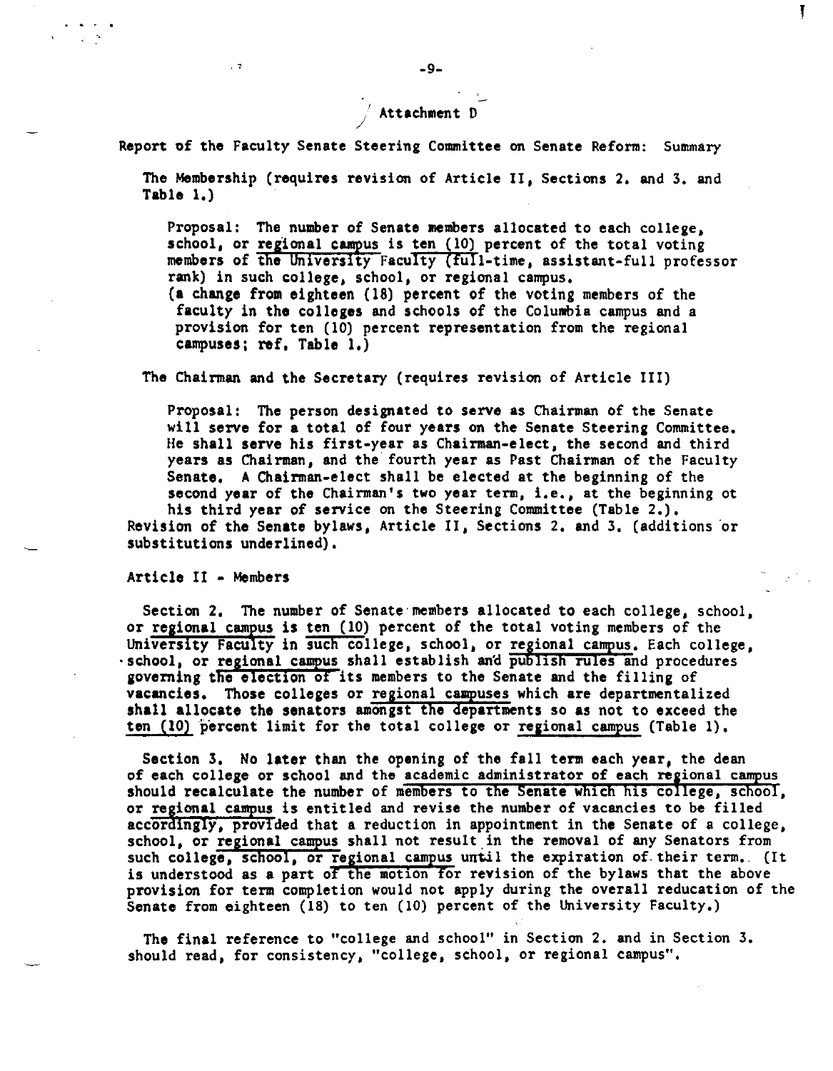Attachment D

Report of the Faculty Senate Steering Committee on Senate Reform: Summary

The Membership (requires revision of Article II, Sections 2. and 3. and Table 1.)

> Proposal: The number of Senate members allocated to each college, school, or regional campus is ten (10) percent of the total voting members of the University Faculty (full-time, assistant-full professor rank) in such college, school, or regional campus.
> (a change from eighteen (18) percent of the voting members of the faculty in the colleges and schools of the Columbia campus and a provision for ten (10) percent representation from the regional campuses; ref. Table 1.)

The Chairman and the Secretary (requires revision of Article III)

> Proposal: The person designated to serve as Chairman of the Senate will serve for a total of four years on the Senate Steering Committee. He shall serve his first-year as Chairman-elect, the second and third years as Chairman, and the fourth year as Past Chairman of the Faculty Senate. A Chairman-elect shall be elected at the beginning of the second year of the Chairman's two year term, i.e., at the beginning ot his third year of service on the Steering Committee (Table 2.).

Revision of the Senate bylaws, Article II, Sections 2. and 3. (additions or substitutions underlined).

Article II - Members

Section 2. The number of Senate members allocated to each college, school, or <u>regional campus</u> is <u>ten (10)</u> percent of the total voting members of the <u>University Faculty</u> in <u>such</u> college, school, or <u>regional campus</u>. Each college, school, or <u>regional campus</u> shall establish and <u>publish rules</u> and procedures governing <u>the election of</u> its members to the Senate and the filling of vacancies. Those colleges or <u>regional campuses</u> which are departmentalized shall allocate the senators <u>amongst the departments</u> so as not to exceed the <u>ten (10)</u> percent limit for the total college or <u>regional campus</u> (Table 1).

Section 3. No later than the opening of the fall term each year, the dean of each college or school and the <u>academic administrator of each regional campus</u> should recalculate the number of <u>members to the Senate which his college, school</u>, or <u>regional campus</u> is entitled and revise the number of vacancies to be filled <u>accordingly, provided</u> that a reduction in appointment in the Senate of a college, school, or <u>regional campus</u> shall not result in the removal of any Senators from such <u>college, school, or regional campus</u> until the expiration of their term. (It is understood as a part <u>of the motion for</u> revision of the bylaws that the above provision for term completion would not apply during the overall reducation of the Senate from eighteen (18) to ten (10) percent of the University Faculty.)

The final reference to "college and school" in Section 2. and in Section 3. should read, for consistency, "college, school, or regional campus".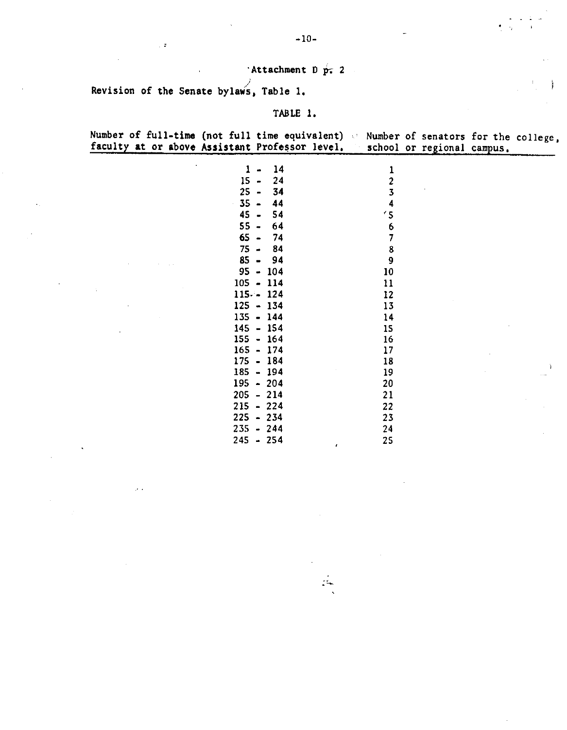Attachment D p. 2

Revision of the Senate bylaws, Table 1.

TABLE 1.

| Number of full-time (not full time equivalent) faculty at or above Assistant Professor level. | Number of senators for the college, school or regional campus. |
|---|---|
| 1 - 14 | 1 |
| 15 - 24 | 2 |
| 25 - 34 | 3 |
| 35 - 44 | 4 |
| 45 - 54 | 5 |
| 55 - 64 | 6 |
| 65 - 74 | 7 |
| 75 - 84 | 8 |
| 85 - 94 | 9 |
| 95 - 104 | 10 |
| 105 - 114 | 11 |
| 115 - 124 | 12 |
| 125 - 134 | 13 |
| 135 - 144 | 14 |
| 145 - 154 | 15 |
| 155 - 164 | 16 |
| 165 - 174 | 17 |
| 175 - 184 | 18 |
| 185 - 194 | 19 |
| 195 - 204 | 20 |
| 205 - 214 | 21 |
| 215 - 224 | 22 |
| 225 - 234 | 23 |
| 235 - 244 | 24 |
| 245 - 254 | 25 |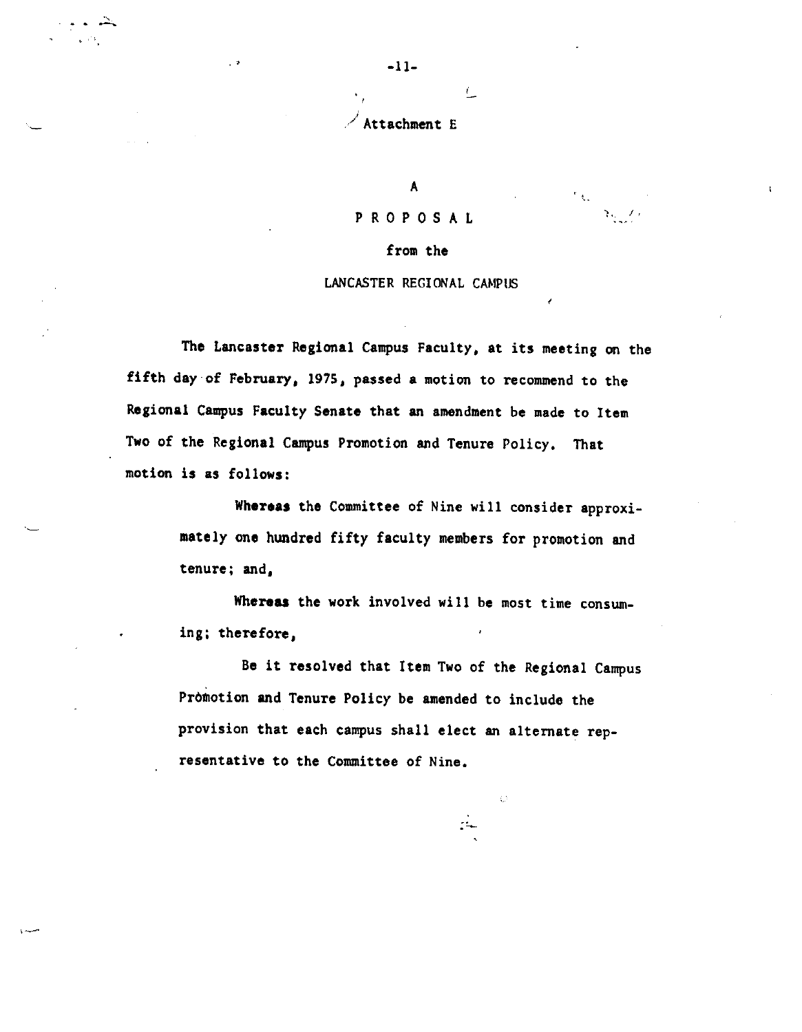Attachment E

# A PROPOSAL

## from the

## LANCASTER REGIONAL CAMPUS

The Lancaster Regional Campus Faculty, at its meeting on the fifth day of February, 1975, passed a motion to recommend to the Regional Campus Faculty Senate that an amendment be made to Item Two of the Regional Campus Promotion and Tenure Policy. That motion is as follows:

> **Whereas** the Committee of Nine will consider approximately one hundred fifty faculty members for promotion and tenure; and,
>
> **Whereas** the work involved will be most time consuming; therefore,
>
> Be it resolved that Item Two of the Regional Campus Promotion and Tenure Policy be amended to include the provision that each campus shall elect an alternate representative to the Committee of Nine.